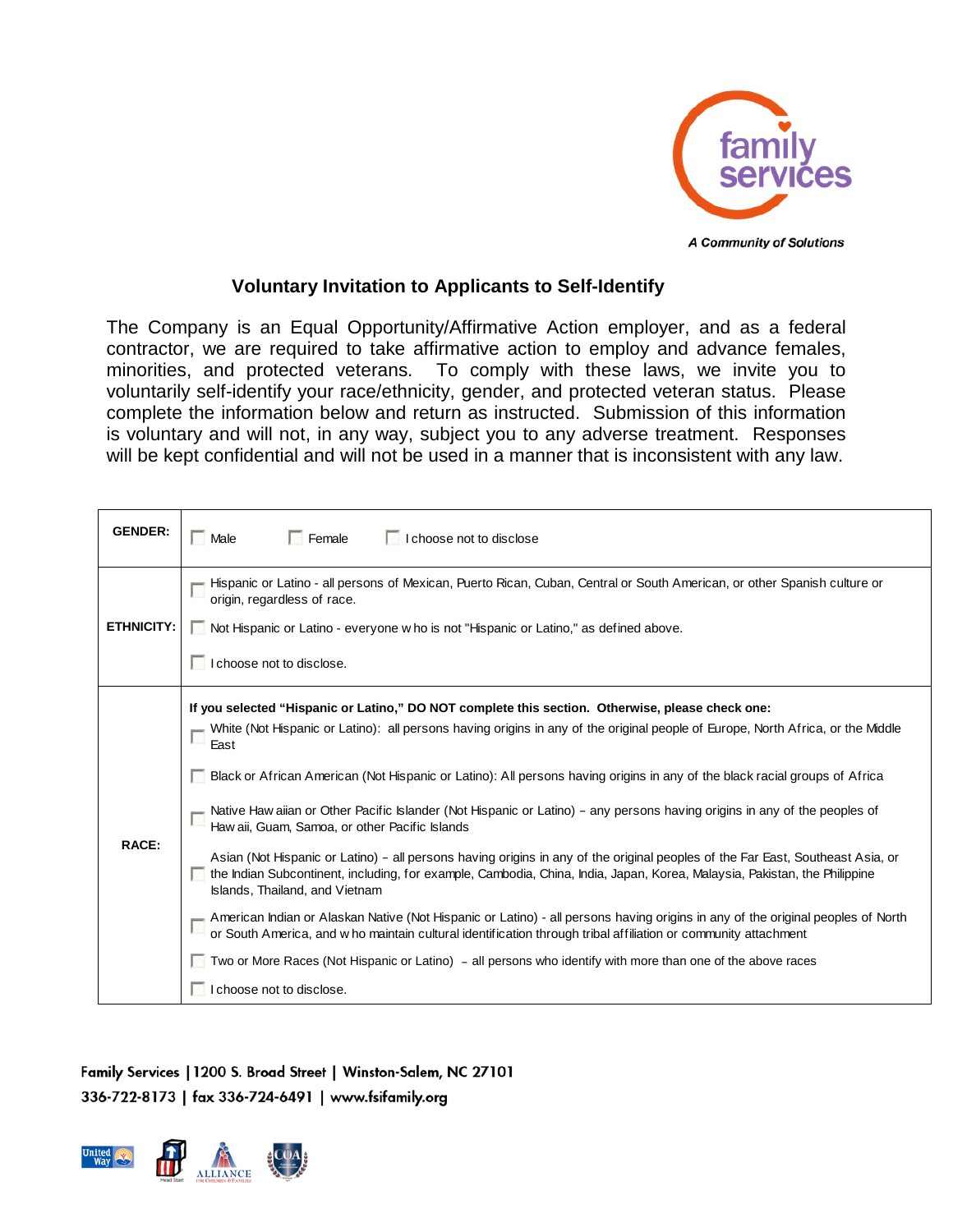family services

*A Community of Solutions*

**Voluntary Invitation to Applicants to Self-Identify**

The Company is an Equal Opportunity/Affirmative Action employer, and as a federal contractor, we are required to take affirmative action to employ and advance females, minorities, and protected veterans. To comply with these laws, we invite you to voluntarily self-identify your race/ethnicity, gender, and protected veteran status. Please complete the information below and return as instructed. Submission of this information is voluntary and will not, in any way, subject you to any adverse treatment. Responses will be kept confidential and will not be used in a manner that is inconsistent with any law.

| | |
|---|---|
| **GENDER:** | ☐ Male ☐ Female ☐ I choose not to disclose |
| **ETHNICITY:** | ☐ Hispanic or Latino - all persons of Mexican, Puerto Rican, Cuban, Central or South American, or other Spanish culture or origin, regardless of race.<br>☐ Not Hispanic or Latino - everyone who is not "Hispanic or Latino," as defined above.<br>☐ I choose not to disclose. |
| **RACE:** | **If you selected "Hispanic or Latino," DO NOT complete this section. Otherwise, please check one:**<br>☐ White (Not Hispanic or Latino): all persons having origins in any of the original people of Europe, North Africa, or the Middle East<br>☐ Black or African American (Not Hispanic or Latino): All persons having origins in any of the black racial groups of Africa<br>☐ Native Hawaiian or Other Pacific Islander (Not Hispanic or Latino) – any persons having origins in any of the peoples of Hawaii, Guam, Samoa, or other Pacific Islands<br>☐ Asian (Not Hispanic or Latino) – all persons having origins in any of the original peoples of the Far East, Southeast Asia, or the Indian Subcontinent, including, for example, Cambodia, China, India, Japan, Korea, Malaysia, Pakistan, the Philippine Islands, Thailand, and Vietnam<br>☐ American Indian or Alaskan Native (Not Hispanic or Latino) - all persons having origins in any of the original peoples of North or South America, and who maintain cultural identification through tribal affiliation or community attachment<br>☐ Two or More Races (Not Hispanic or Latino) – all persons who identify with more than one of the above races<br>☐ I choose not to disclose. |

Family Services | 1200 S. Broad Street | Winston-Salem, NC 27101
336-722-8173 | fax 336-724-6491 | www.fsifamily.org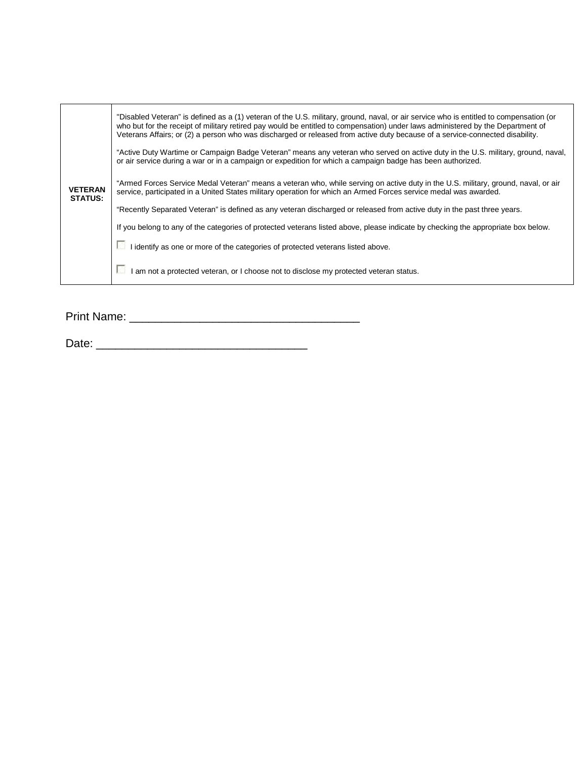| | |
|---|---|
| **VETERAN STATUS:** | "Disabled Veteran" is defined as a (1) veteran of the U.S. military, ground, naval, or air service who is entitled to compensation (or who but for the receipt of military retired pay would be entitled to compensation) under laws administered by the Department of Veterans Affairs; or (2) a person who was discharged or released from active duty because of a service-connected disability.<br><br>"Active Duty Wartime or Campaign Badge Veteran" means any veteran who served on active duty in the U.S. military, ground, naval, or air service during a war or in a campaign or expedition for which a campaign badge has been authorized.<br><br>"Armed Forces Service Medal Veteran" means a veteran who, while serving on active duty in the U.S. military, ground, naval, or air service, participated in a United States military operation for which an Armed Forces service medal was awarded.<br><br>"Recently Separated Veteran" is defined as any veteran discharged or released from active duty in the past three years.<br><br>If you belong to any of the categories of protected veterans listed above, please indicate by checking the appropriate box below.<br><br>☐ I identify as one or more of the categories of protected veterans listed above.<br><br>☐ I am not a protected veteran, or I choose not to disclose my protected veteran status. |

Print Name: ___________________________________

Date: ________________________________